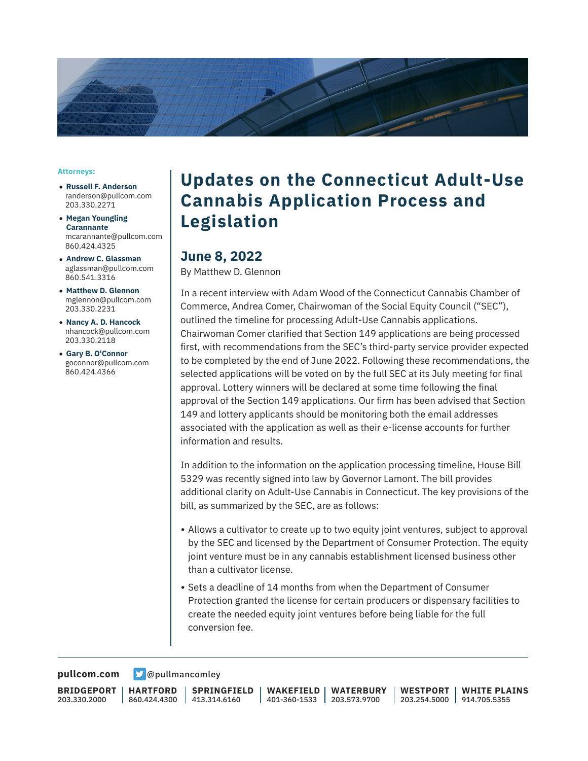# Updates on the Connecticut Adult-Use Cannabis Application Process and Legislation

## June 8, 2022

By Matthew D. Glennon

**Attorneys:**

- **Russell F. Anderson**
  randerson@pullcom.com
  203.330.2271
- **Megan Youngling Carannante**
  mcarannante@pullcom.com
  860.424.4325
- **Andrew C. Glassman**
  aglassman@pullcom.com
  860.541.3316
- **Matthew D. Glennon**
  mglennon@pullcom.com
  203.330.2231
- **Nancy A. D. Hancock**
  nhancock@pullcom.com
  203.330.2118
- **Gary B. O'Connor**
  goconnor@pullcom.com
  860.424.4366

In a recent interview with Adam Wood of the Connecticut Cannabis Chamber of Commerce, Andrea Comer, Chairwoman of the Social Equity Council ("SEC"), outlined the timeline for processing Adult-Use Cannabis applications. Chairwoman Comer clarified that Section 149 applications are being processed first, with recommendations from the SEC's third-party service provider expected to be completed by the end of June 2022. Following these recommendations, the selected applications will be voted on by the full SEC at its July meeting for final approval. Lottery winners will be declared at some time following the final approval of the Section 149 applications. Our firm has been advised that Section 149 and lottery applicants should be monitoring both the email addresses associated with the application as well as their e-license accounts for further information and results.

In addition to the information on the application processing timeline, House Bill 5329 was recently signed into law by Governor Lamont. The bill provides additional clarity on Adult-Use Cannabis in Connecticut. The key provisions of the bill, as summarized by the SEC, are as follows:

- Allows a cultivator to create up to two equity joint ventures, subject to approval by the SEC and licensed by the Department of Consumer Protection. The equity joint venture must be in any cannabis establishment licensed business other than a cultivator license.
- Sets a deadline of 14 months from when the Department of Consumer Protection granted the license for certain producers or dispensary facilities to create the needed equity joint ventures before being liable for the full conversion fee.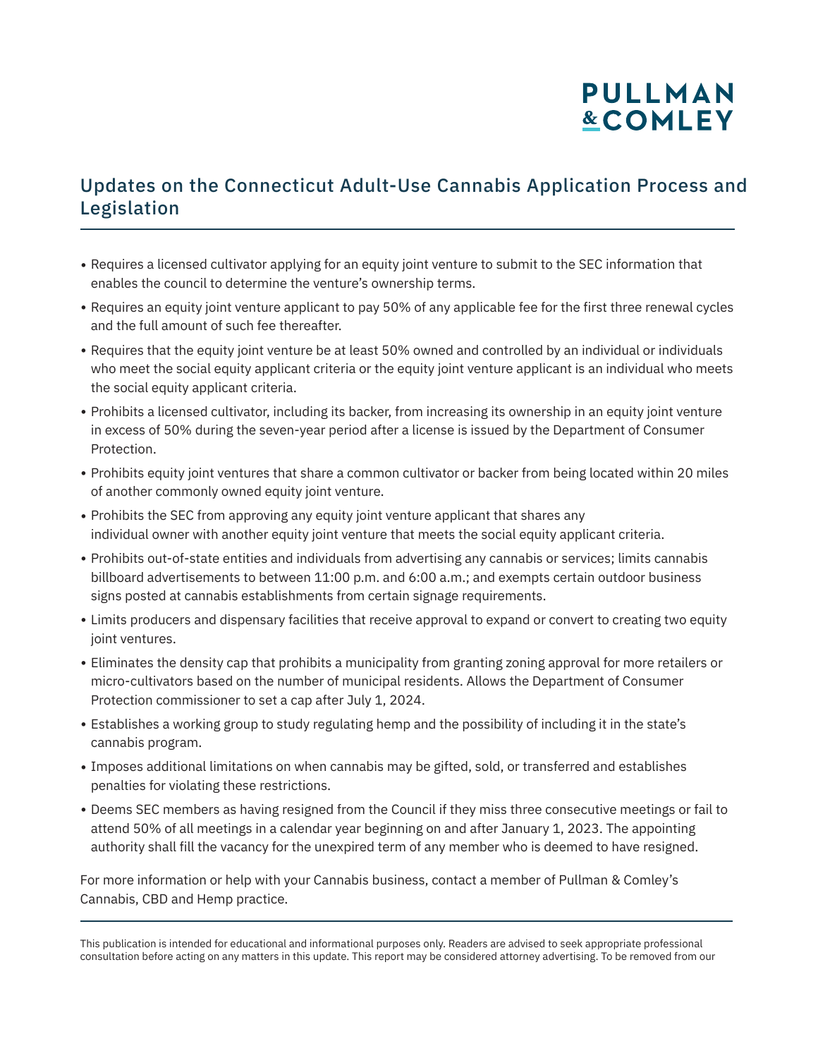## Updates on the Connecticut Adult-Use Cannabis Application Process and Legislation

- Requires a licensed cultivator applying for an equity joint venture to submit to the SEC information that enables the council to determine the venture's ownership terms.
- Requires an equity joint venture applicant to pay 50% of any applicable fee for the first three renewal cycles and the full amount of such fee thereafter.
- Requires that the equity joint venture be at least 50% owned and controlled by an individual or individuals who meet the social equity applicant criteria or the equity joint venture applicant is an individual who meets the social equity applicant criteria.
- Prohibits a licensed cultivator, including its backer, from increasing its ownership in an equity joint venture in excess of 50% during the seven-year period after a license is issued by the Department of Consumer Protection.
- Prohibits equity joint ventures that share a common cultivator or backer from being located within 20 miles of another commonly owned equity joint venture.
- Prohibits the SEC from approving any equity joint venture applicant that shares any individual owner with another equity joint venture that meets the social equity applicant criteria.
- Prohibits out-of-state entities and individuals from advertising any cannabis or services; limits cannabis billboard advertisements to between 11:00 p.m. and 6:00 a.m.; and exempts certain outdoor business signs posted at cannabis establishments from certain signage requirements.
- Limits producers and dispensary facilities that receive approval to expand or convert to creating two equity joint ventures.
- Eliminates the density cap that prohibits a municipality from granting zoning approval for more retailers or micro-cultivators based on the number of municipal residents. Allows the Department of Consumer Protection commissioner to set a cap after July 1, 2024.
- Establishes a working group to study regulating hemp and the possibility of including it in the state's cannabis program.
- Imposes additional limitations on when cannabis may be gifted, sold, or transferred and establishes penalties for violating these restrictions.
- Deems SEC members as having resigned from the Council if they miss three consecutive meetings or fail to attend 50% of all meetings in a calendar year beginning on and after January 1, 2023. The appointing authority shall fill the vacancy for the unexpired term of any member who is deemed to have resigned.

For more information or help with your Cannabis business, contact a member of Pullman & Comley's Cannabis, CBD and Hemp practice.

This publication is intended for educational and informational purposes only. Readers are advised to seek appropriate professional consultation before acting on any matters in this update. This report may be considered attorney advertising. To be removed from our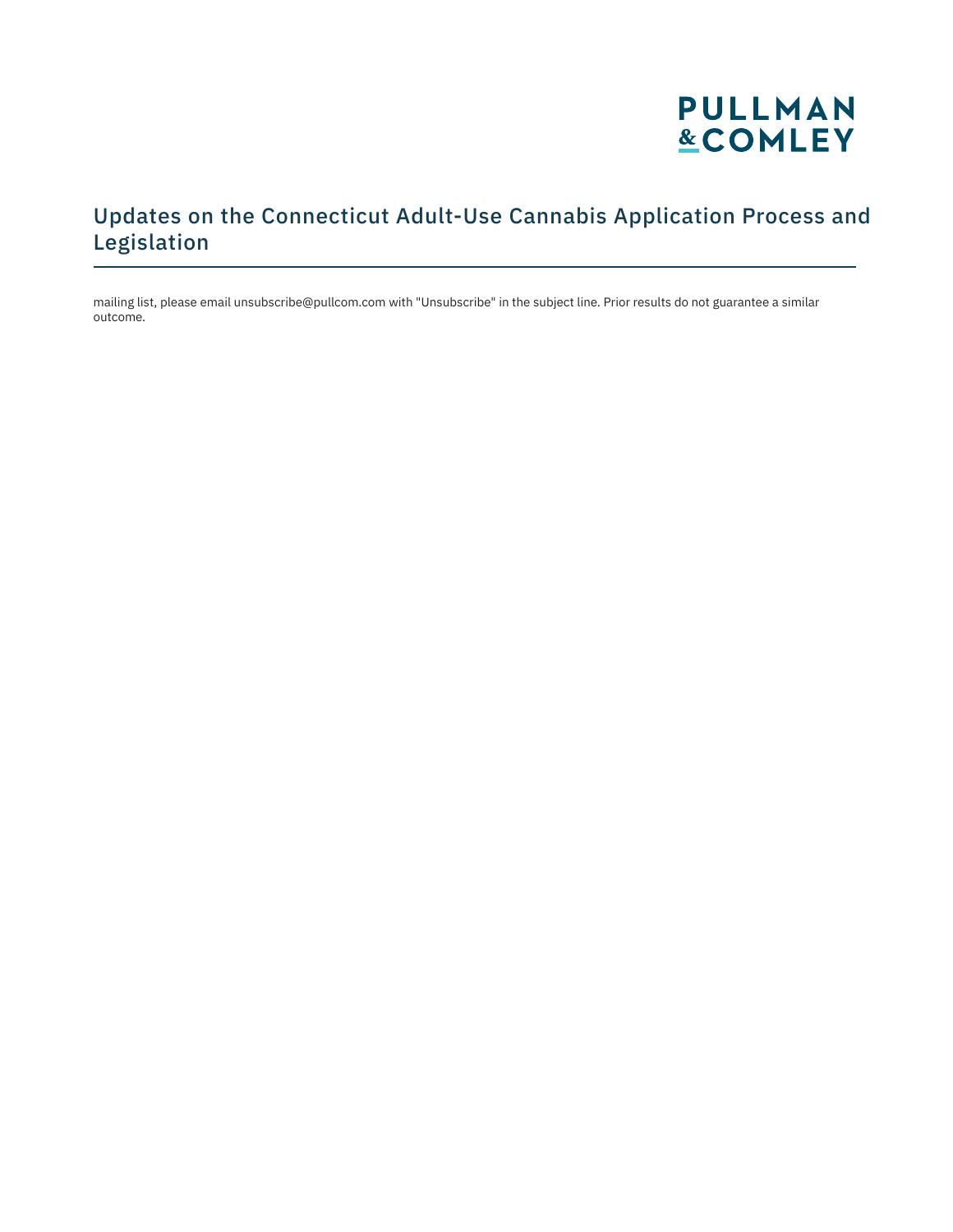mailing list, please email unsubscribe@pullcom.com with "Unsubscribe" in the subject line. Prior results do not guarantee a similar outcome.